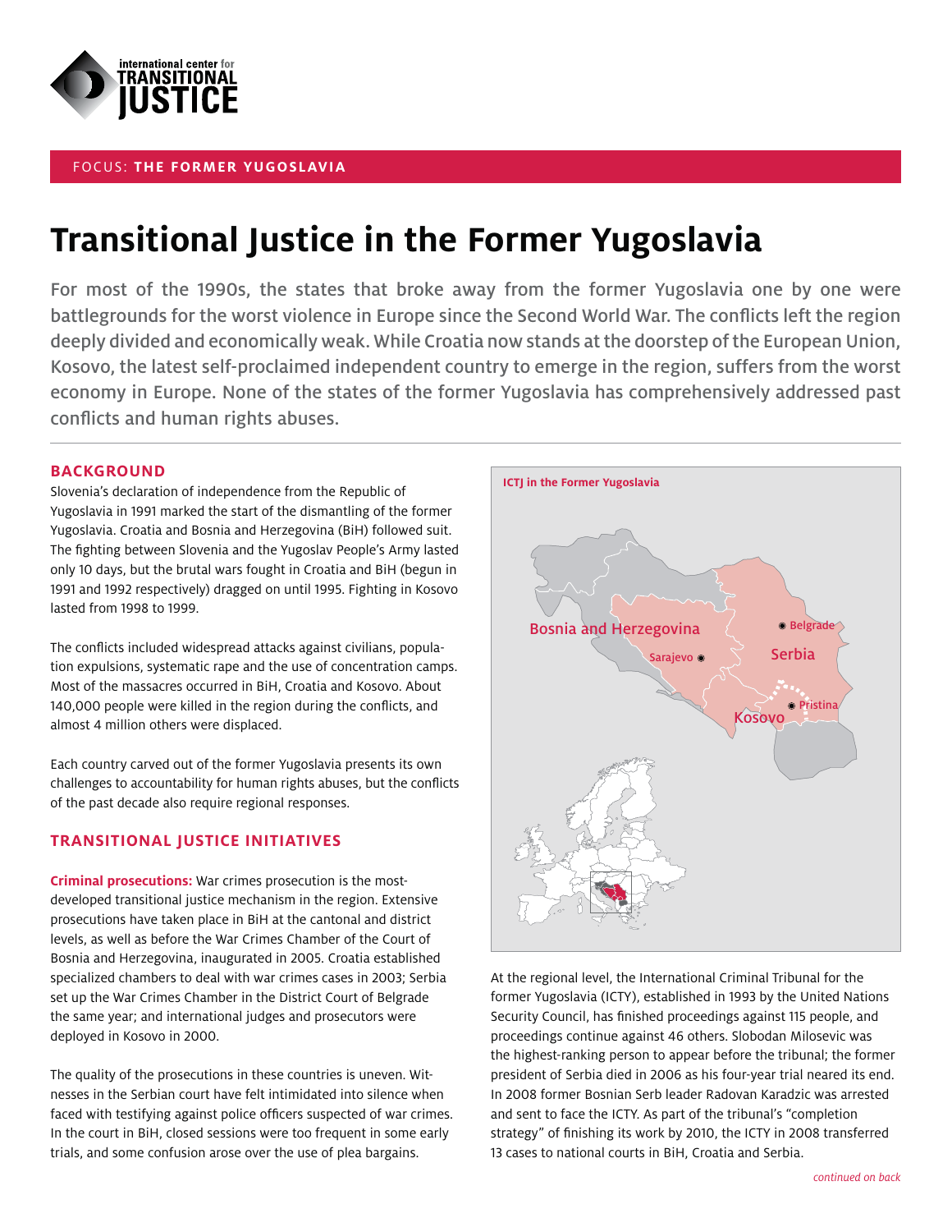FOCUS: **THE FORMER YUGOSLAVIA**

# Transitional Justice in the Former Yugoslavia

For most of the 1990s, the states that broke away from the former Yugoslavia one by one were battlegrounds for the worst violence in Europe since the Second World War. The conflicts left the region deeply divided and economically weak. While Croatia now stands at the doorstep of the European Union, Kosovo, the latest self-proclaimed independent country to emerge in the region, suffers from the worst economy in Europe. None of the states of the former Yugoslavia has comprehensively addressed past conflicts and human rights abuses.

## BACKGROUND

Slovenia's declaration of independence from the Republic of Yugoslavia in 1991 marked the start of the dismantling of the former Yugoslavia. Croatia and Bosnia and Herzegovina (BiH) followed suit. The fighting between Slovenia and the Yugoslav People's Army lasted only 10 days, but the brutal wars fought in Croatia and BiH (begun in 1991 and 1992 respectively) dragged on until 1995. Fighting in Kosovo lasted from 1998 to 1999.

The conflicts included widespread attacks against civilians, population expulsions, systematic rape and the use of concentration camps. Most of the massacres occurred in BiH, Croatia and Kosovo. About 140,000 people were killed in the region during the conflicts, and almost 4 million others were displaced.

Each country carved out of the former Yugoslavia presents its own challenges to accountability for human rights abuses, but the conflicts of the past decade also require regional responses.

## TRANSITIONAL JUSTICE INITIATIVES

**Criminal prosecutions:** War crimes prosecution is the most-developed transitional justice mechanism in the region. Extensive prosecutions have taken place in BiH at the cantonal and district levels, as well as before the War Crimes Chamber of the Court of Bosnia and Herzegovina, inaugurated in 2005. Croatia established specialized chambers to deal with war crimes cases in 2003; Serbia set up the War Crimes Chamber in the District Court of Belgrade the same year; and international judges and prosecutors were deployed in Kosovo in 2000.

The quality of the prosecutions in these countries is uneven. Witnesses in the Serbian court have felt intimidated into silence when faced with testifying against police officers suspected of war crimes. In the court in BiH, closed sessions were too frequent in some early trials, and some confusion arose over the use of plea bargains.

**ICTJ in the Former Yugoslavia**

Bosnia and Herzegovina, Sarajevo, Serbia, Belgrade, Kosovo, Pristina

At the regional level, the International Criminal Tribunal for the former Yugoslavia (ICTY), established in 1993 by the United Nations Security Council, has finished proceedings against 115 people, and proceedings continue against 46 others. Slobodan Milosevic was the highest-ranking person to appear before the tribunal; the former president of Serbia died in 2006 as his four-year trial neared its end. In 2008 former Bosnian Serb leader Radovan Karadzic was arrested and sent to face the ICTY. As part of the tribunal's "completion strategy" of finishing its work by 2010, the ICTY in 2008 transferred 13 cases to national courts in BiH, Croatia and Serbia.

*continued on back*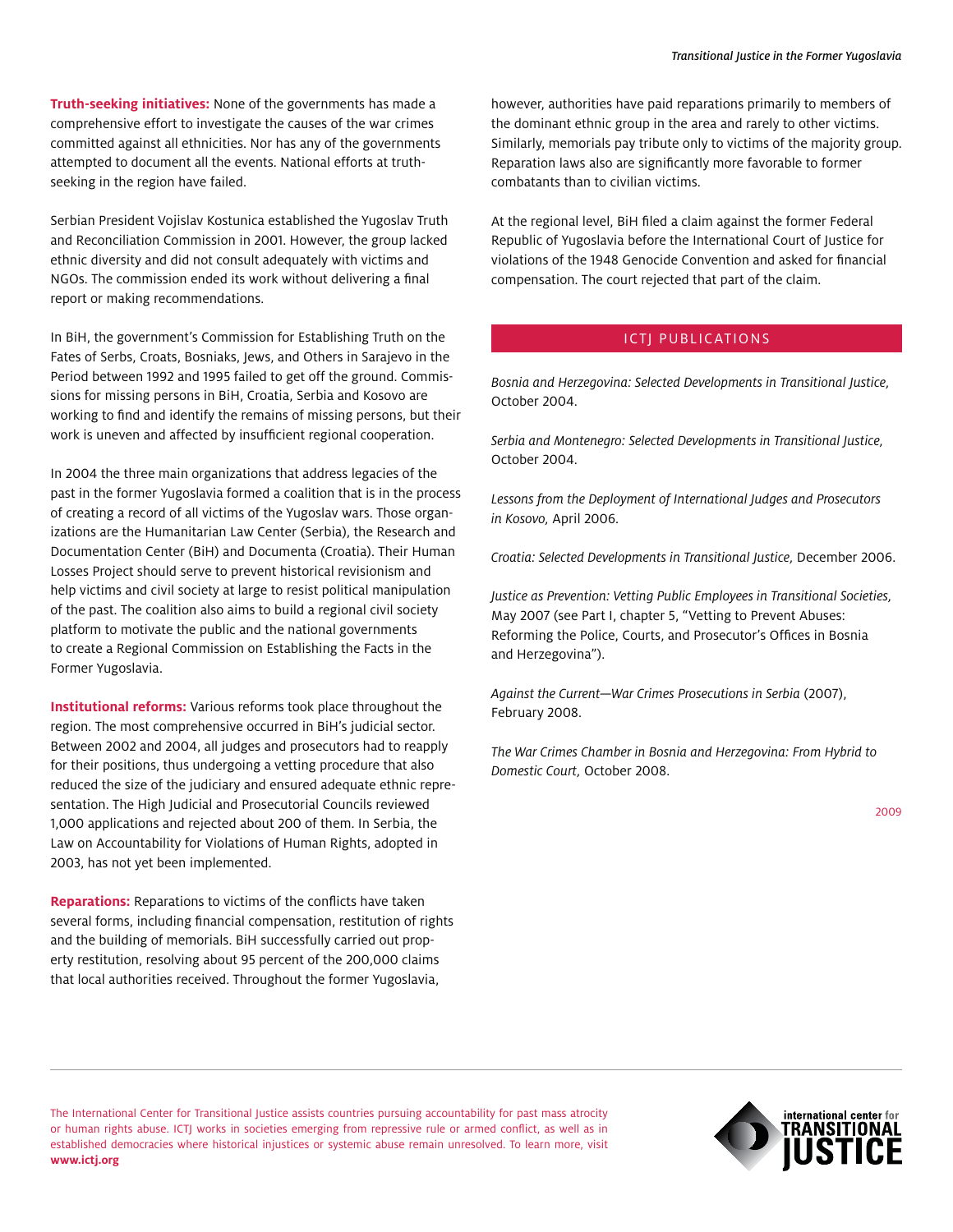**Truth-seeking initiatives:** None of the governments has made a comprehensive effort to investigate the causes of the war crimes committed against all ethnicities. Nor has any of the governments attempted to document all the events. National efforts at truth-seeking in the region have failed.

Serbian President Vojislav Kostunica established the Yugoslav Truth and Reconciliation Commission in 2001. However, the group lacked ethnic diversity and did not consult adequately with victims and NGOs. The commission ended its work without delivering a final report or making recommendations.

In BiH, the government's Commission for Establishing Truth on the Fates of Serbs, Croats, Bosniaks, Jews, and Others in Sarajevo in the Period between 1992 and 1995 failed to get off the ground. Commissions for missing persons in BiH, Croatia, Serbia and Kosovo are working to find and identify the remains of missing persons, but their work is uneven and affected by insufficient regional cooperation.

In 2004 the three main organizations that address legacies of the past in the former Yugoslavia formed a coalition that is in the process of creating a record of all victims of the Yugoslav wars. Those organizations are the Humanitarian Law Center (Serbia), the Research and Documentation Center (BiH) and Documenta (Croatia). Their Human Losses Project should serve to prevent historical revisionism and help victims and civil society at large to resist political manipulation of the past. The coalition also aims to build a regional civil society platform to motivate the public and the national governments to create a Regional Commission on Establishing the Facts in the Former Yugoslavia.

**Institutional reforms:** Various reforms took place throughout the region. The most comprehensive occurred in BiH's judicial sector. Between 2002 and 2004, all judges and prosecutors had to reapply for their positions, thus undergoing a vetting procedure that also reduced the size of the judiciary and ensured adequate ethnic representation. The High Judicial and Prosecutorial Councils reviewed 1,000 applications and rejected about 200 of them. In Serbia, the Law on Accountability for Violations of Human Rights, adopted in 2003, has not yet been implemented.

**Reparations:** Reparations to victims of the conflicts have taken several forms, including financial compensation, restitution of rights and the building of memorials. BiH successfully carried out property restitution, resolving about 95 percent of the 200,000 claims that local authorities received. Throughout the former Yugoslavia, however, authorities have paid reparations primarily to members of the dominant ethnic group in the area and rarely to other victims. Similarly, memorials pay tribute only to victims of the majority group. Reparation laws also are significantly more favorable to former combatants than to civilian victims.

At the regional level, BiH filed a claim against the former Federal Republic of Yugoslavia before the International Court of Justice for violations of the 1948 Genocide Convention and asked for financial compensation. The court rejected that part of the claim.

## ICTJ PUBLICATIONS

*Bosnia and Herzegovina: Selected Developments in Transitional Justice,* October 2004.

*Serbia and Montenegro: Selected Developments in Transitional Justice,* October 2004.

*Lessons from the Deployment of International Judges and Prosecutors in Kosovo,* April 2006.

*Croatia: Selected Developments in Transitional Justice,* December 2006.

*Justice as Prevention: Vetting Public Employees in Transitional Societies,* May 2007 (see Part I, chapter 5, "Vetting to Prevent Abuses: Reforming the Police, Courts, and Prosecutor's Offices in Bosnia and Herzegovina").

*Against the Current—War Crimes Prosecutions in Serbia* (2007), February 2008.

*The War Crimes Chamber in Bosnia and Herzegovina: From Hybrid to Domestic Court,* October 2008.

2009

The International Center for Transitional Justice assists countries pursuing accountability for past mass atrocity or human rights abuse. ICTJ works in societies emerging from repressive rule or armed conflict, as well as in established democracies where historical injustices or systemic abuse remain unresolved. To learn more, visit **www.ictj.org**

international center for TRANSITIONAL JUSTICE